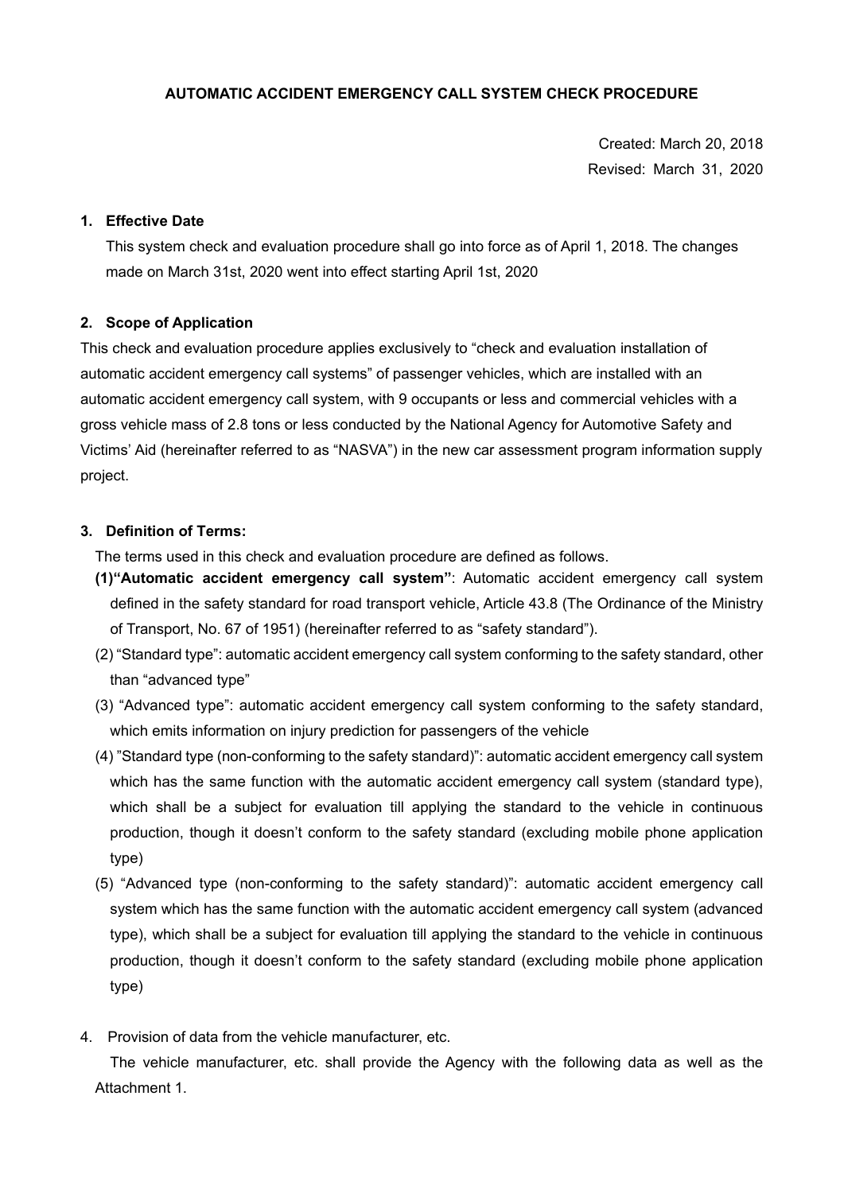# AUTOMATIC ACCIDENT EMERGENCY CALL SYSTEM CHECK PROCEDURE

Created: March 20, 2018

Revised: March 31, 2020

## 1. Effective Date

This system check and evaluation procedure shall go into force as of April 1, 2018. The changes made on March 31st, 2020 went into effect starting April 1st, 2020

## 2. Scope of Application

This check and evaluation procedure applies exclusively to "check and evaluation installation of automatic accident emergency call systems" of passenger vehicles, which are installed with an automatic accident emergency call system, with 9 occupants or less and commercial vehicles with a gross vehicle mass of 2.8 tons or less conducted by the National Agency for Automotive Safety and Victims' Aid (hereinafter referred to as "NASVA") in the new car assessment program information supply project.

## 3. Definition of Terms:

The terms used in this check and evaluation procedure are defined as follows.

**(1)"Automatic accident emergency call system"**: Automatic accident emergency call system defined in the safety standard for road transport vehicle, Article 43.8 (The Ordinance of the Ministry of Transport, No. 67 of 1951) (hereinafter referred to as "safety standard").

(2) "Standard type": automatic accident emergency call system conforming to the safety standard, other than "advanced type"

(3) "Advanced type": automatic accident emergency call system conforming to the safety standard, which emits information on injury prediction for passengers of the vehicle

(4) "Standard type (non-conforming to the safety standard)": automatic accident emergency call system which has the same function with the automatic accident emergency call system (standard type), which shall be a subject for evaluation till applying the standard to the vehicle in continuous production, though it doesn't conform to the safety standard (excluding mobile phone application type)

(5) "Advanced type (non-conforming to the safety standard)": automatic accident emergency call system which has the same function with the automatic accident emergency call system (advanced type), which shall be a subject for evaluation till applying the standard to the vehicle in continuous production, though it doesn't conform to the safety standard (excluding mobile phone application type)

4. Provision of data from the vehicle manufacturer, etc.

The vehicle manufacturer, etc. shall provide the Agency with the following data as well as the Attachment 1.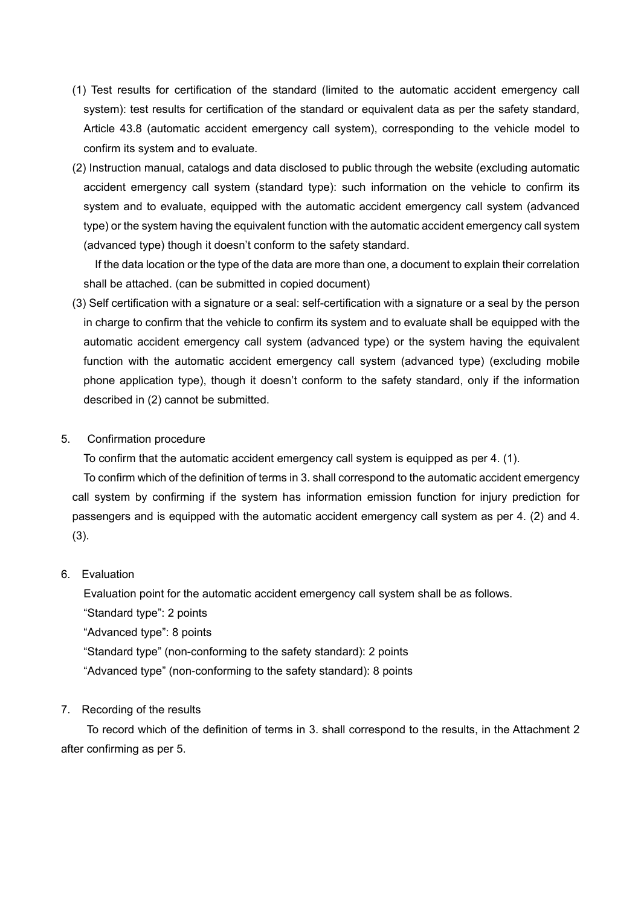(1) Test results for certification of the standard (limited to the automatic accident emergency call system): test results for certification of the standard or equivalent data as per the safety standard, Article 43.8 (automatic accident emergency call system), corresponding to the vehicle model to confirm its system and to evaluate.

(2) Instruction manual, catalogs and data disclosed to public through the website (excluding automatic accident emergency call system (standard type): such information on the vehicle to confirm its system and to evaluate, equipped with the automatic accident emergency call system (advanced type) or the system having the equivalent function with the automatic accident emergency call system (advanced type) though it doesn't conform to the safety standard.

If the data location or the type of the data are more than one, a document to explain their correlation shall be attached. (can be submitted in copied document)

(3) Self certification with a signature or a seal: self-certification with a signature or a seal by the person in charge to confirm that the vehicle to confirm its system and to evaluate shall be equipped with the automatic accident emergency call system (advanced type) or the system having the equivalent function with the automatic accident emergency call system (advanced type) (excluding mobile phone application type), though it doesn't conform to the safety standard, only if the information described in (2) cannot be submitted.

5. Confirmation procedure

To confirm that the automatic accident emergency call system is equipped as per 4. (1).

To confirm which of the definition of terms in 3. shall correspond to the automatic accident emergency call system by confirming if the system has information emission function for injury prediction for passengers and is equipped with the automatic accident emergency call system as per 4. (2) and 4. (3).

6. Evaluation

Evaluation point for the automatic accident emergency call system shall be as follows.

"Standard type": 2 points

"Advanced type": 8 points

"Standard type" (non-conforming to the safety standard): 2 points

"Advanced type" (non-conforming to the safety standard): 8 points

7. Recording of the results

To record which of the definition of terms in 3. shall correspond to the results, in the Attachment 2 after confirming as per 5.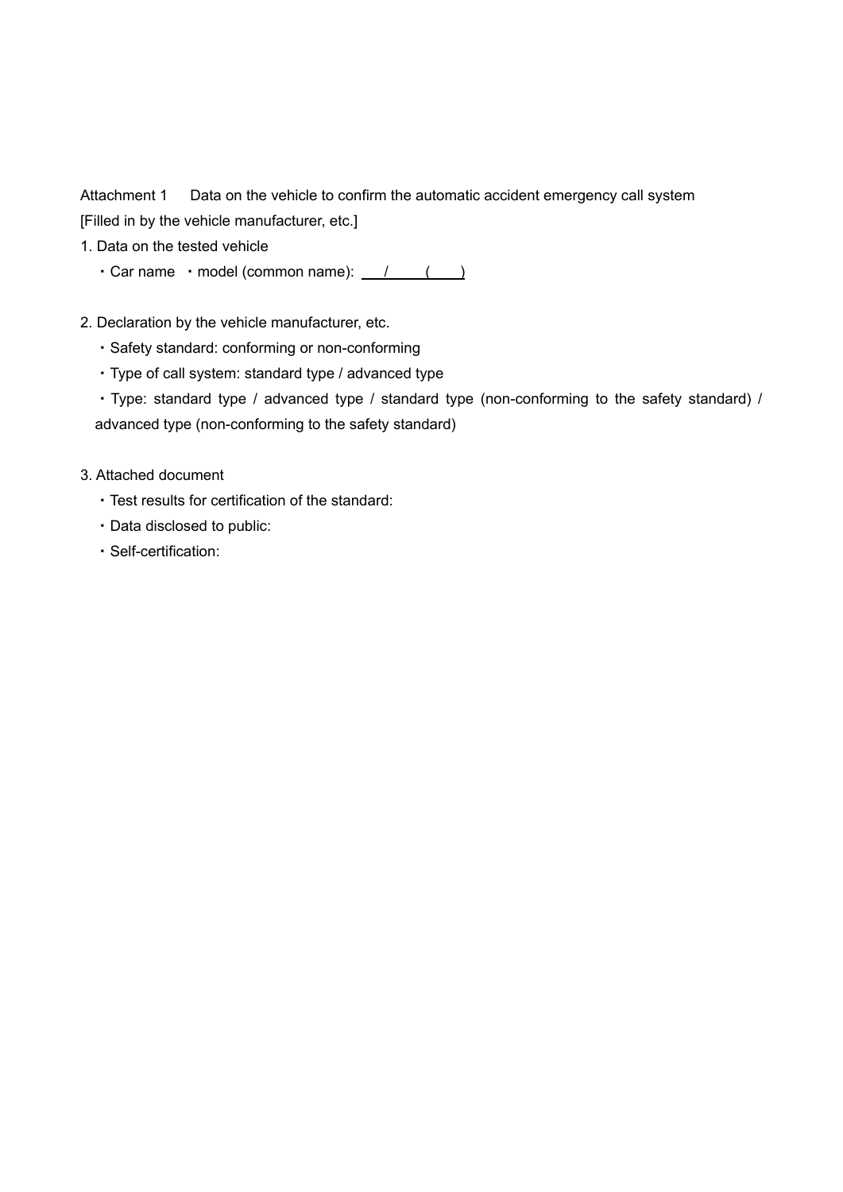Attachment 1　Data on the vehicle to confirm the automatic accident emergency call system

[Filled in by the vehicle manufacturer, etc.]

1. Data on the tested vehicle

・Car name　・model (common name): \_\_\_/\_\_\_\_(\_\_\_)

2. Declaration by the vehicle manufacturer, etc.

・Safety standard: conforming or non-conforming

・Type of call system: standard type / advanced type

・Type: standard type / advanced type / standard type (non-conforming to the safety standard) / advanced type (non-conforming to the safety standard)

3. Attached document

・Test results for certification of the standard:

・Data disclosed to public:

・Self-certification: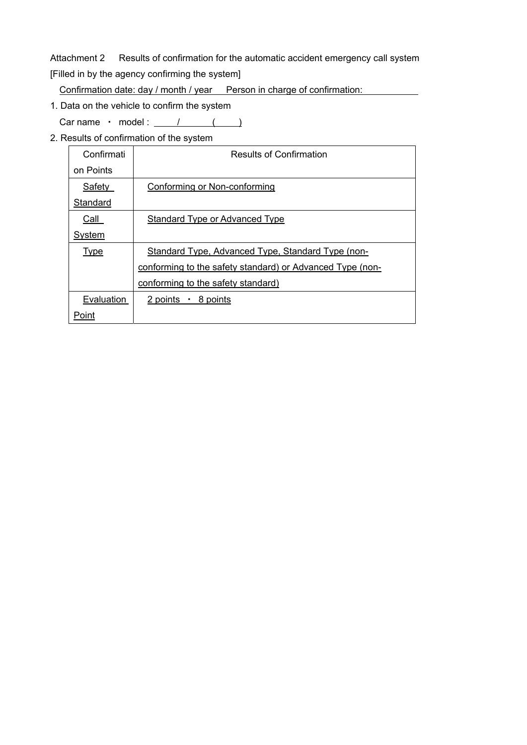Attachment 2　Results of confirmation for the automatic accident emergency call system

[Filled in by the agency confirming the system]

Confirmation date: day / month / year　Person in charge of confirmation: 

1. Data on the vehicle to confirm the system

Car name ・ model : / ( )

2. Results of confirmation of the system

| Confirmation Points | Results of Confirmation |
|---|---|
| Safety Standard | Conforming or Non-conforming |
| Call System | Standard Type or Advanced Type |
| Type | Standard Type, Advanced Type, Standard Type (non-conforming to the safety standard) or Advanced Type (non-conforming to the safety standard) |
| Evaluation Point | 2 points ・ 8 points |